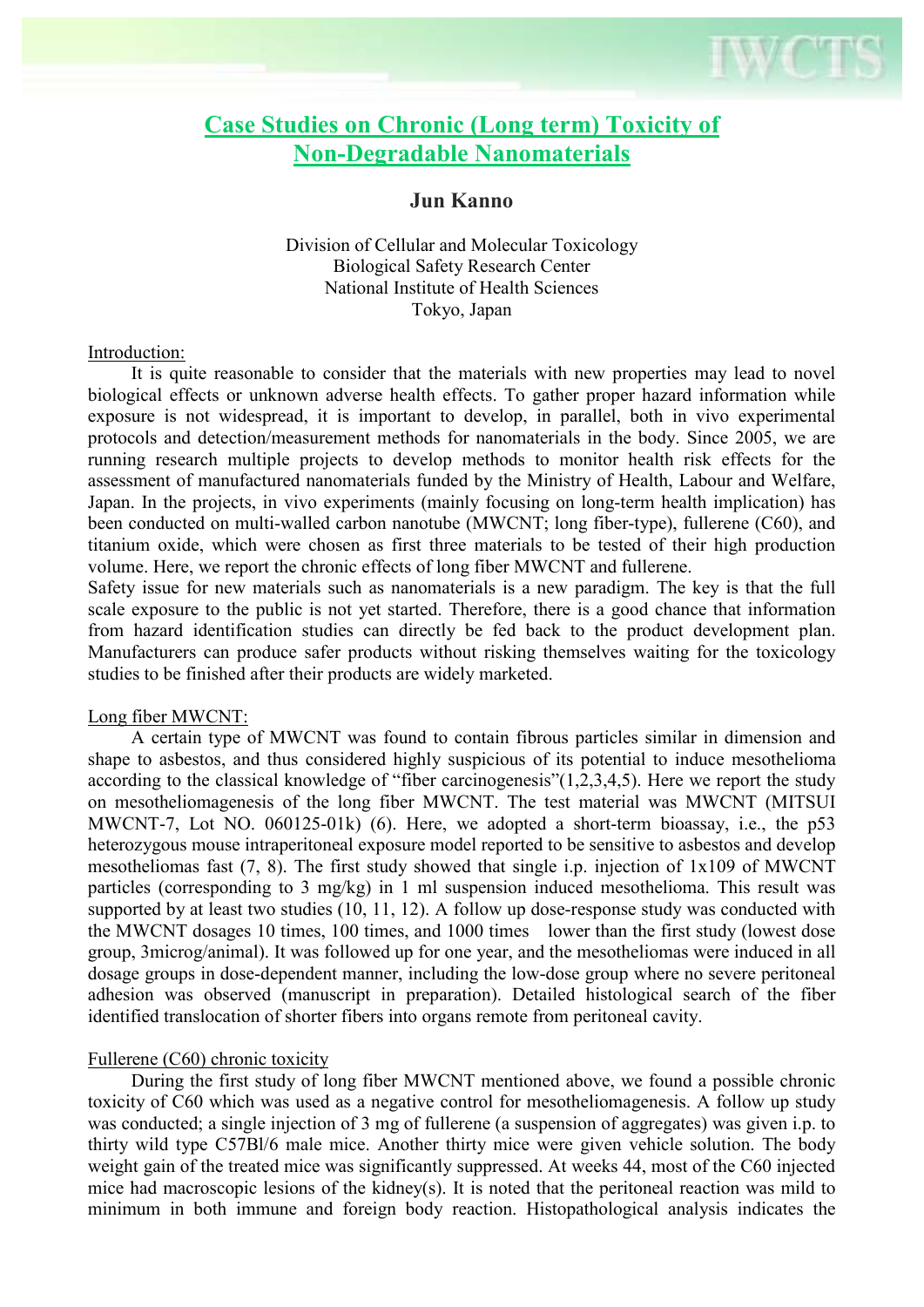# Case Studies on Chronic (Long term) Toxicity of Non-Degradable Nanomaterials

**Jun Kanno**

Division of Cellular and Molecular Toxicology
Biological Safety Research Center
National Institute of Health Sciences
Tokyo, Japan

## Introduction:

It is quite reasonable to consider that the materials with new properties may lead to novel biological effects or unknown adverse health effects. To gather proper hazard information while exposure is not widespread, it is important to develop, in parallel, both in vivo experimental protocols and detection/measurement methods for nanomaterials in the body. Since 2005, we are running research multiple projects to develop methods to monitor health risk effects for the assessment of manufactured nanomaterials funded by the Ministry of Health, Labour and Welfare, Japan. In the projects, in vivo experiments (mainly focusing on long-term health implication) has been conducted on multi-walled carbon nanotube (MWCNT; long fiber-type), fullerene (C60), and titanium oxide, which were chosen as first three materials to be tested of their high production volume. Here, we report the chronic effects of long fiber MWCNT and fullerene.

Safety issue for new materials such as nanomaterials is a new paradigm. The key is that the full scale exposure to the public is not yet started. Therefore, there is a good chance that information from hazard identification studies can directly be fed back to the product development plan. Manufacturers can produce safer products without risking themselves waiting for the toxicology studies to be finished after their products are widely marketed.

## Long fiber MWCNT:

A certain type of MWCNT was found to contain fibrous particles similar in dimension and shape to asbestos, and thus considered highly suspicious of its potential to induce mesothelioma according to the classical knowledge of "fiber carcinogenesis"(1,2,3,4,5). Here we report the study on mesotheliomagenesis of the long fiber MWCNT. The test material was MWCNT (MITSUI MWCNT-7, Lot NO. 060125-01k) (6). Here, we adopted a short-term bioassay, i.e., the p53 heterozygous mouse intraperitoneal exposure model reported to be sensitive to asbestos and develop mesotheliomas fast (7, 8). The first study showed that single i.p. injection of $1x10^9$ of MWCNT particles (corresponding to 3 mg/kg) in 1 ml suspension induced mesothelioma. This result was supported by at least two studies (10, 11, 12). A follow up dose-response study was conducted with the MWCNT dosages 10 times, 100 times, and 1000 times lower than the first study (lowest dose group, 3microg/animal). It was followed up for one year, and the mesotheliomas were induced in all dosage groups in dose-dependent manner, including the low-dose group where no severe peritoneal adhesion was observed (manuscript in preparation). Detailed histological search of the fiber identified translocation of shorter fibers into organs remote from peritoneal cavity.

## Fullerene (C60) chronic toxicity

During the first study of long fiber MWCNT mentioned above, we found a possible chronic toxicity of C60 which was used as a negative control for mesotheliomagenesis. A follow up study was conducted; a single injection of 3 mg of fullerene (a suspension of aggregates) was given i.p. to thirty wild type C57Bl/6 male mice. Another thirty mice were given vehicle solution. The body weight gain of the treated mice was significantly suppressed. At weeks 44, most of the C60 injected mice had macroscopic lesions of the kidney(s). It is noted that the peritoneal reaction was mild to minimum in both immune and foreign body reaction. Histopathological analysis indicates the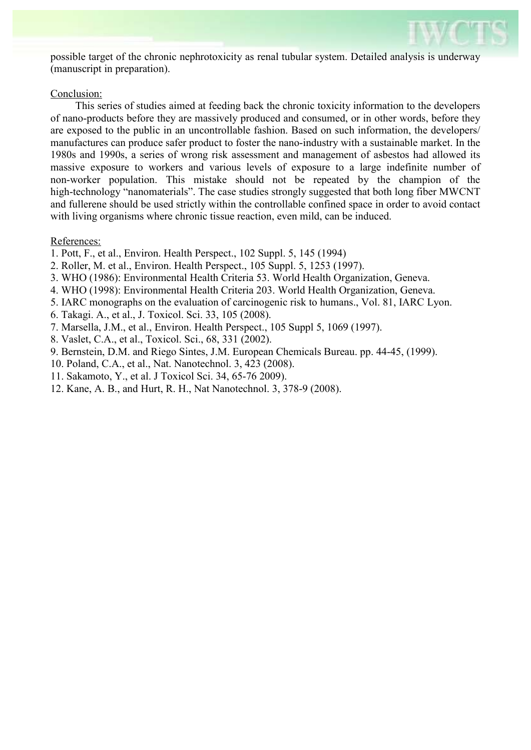possible target of the chronic nephrotoxicity as renal tubular system. Detailed analysis is underway (manuscript in preparation).

## Conclusion:

This series of studies aimed at feeding back the chronic toxicity information to the developers of nano-products before they are massively produced and consumed, or in other words, before they are exposed to the public in an uncontrollable fashion. Based on such information, the developers/ manufactures can produce safer product to foster the nano-industry with a sustainable market. In the 1980s and 1990s, a series of wrong risk assessment and management of asbestos had allowed its massive exposure to workers and various levels of exposure to a large indefinite number of non-worker population. This mistake should not be repeated by the champion of the high-technology "nanomaterials". The case studies strongly suggested that both long fiber MWCNT and fullerene should be used strictly within the controllable confined space in order to avoid contact with living organisms where chronic tissue reaction, even mild, can be induced.

## References:

1. Pott, F., et al., Environ. Health Perspect., 102 Suppl. 5, 145 (1994)
2. Roller, M. et al., Environ. Health Perspect., 105 Suppl. 5, 1253 (1997).
3. WHO (1986): Environmental Health Criteria 53. World Health Organization, Geneva.
4. WHO (1998): Environmental Health Criteria 203. World Health Organization, Geneva.
5. IARC monographs on the evaluation of carcinogenic risk to humans., Vol. 81, IARC Lyon.
6. Takagi. A., et al., J. Toxicol. Sci. 33, 105 (2008).
7. Marsella, J.M., et al., Environ. Health Perspect., 105 Suppl 5, 1069 (1997).
8. Vaslet, C.A., et al., Toxicol. Sci., 68, 331 (2002).
9. Bernstein, D.M. and Riego Sintes, J.M. European Chemicals Bureau. pp. 44-45, (1999).
10. Poland, C.A., et al., Nat. Nanotechnol. 3, 423 (2008).
11. Sakamoto, Y., et al. J Toxicol Sci. 34, 65-76 2009).
12. Kane, A. B., and Hurt, R. H., Nat Nanotechnol. 3, 378-9 (2008).